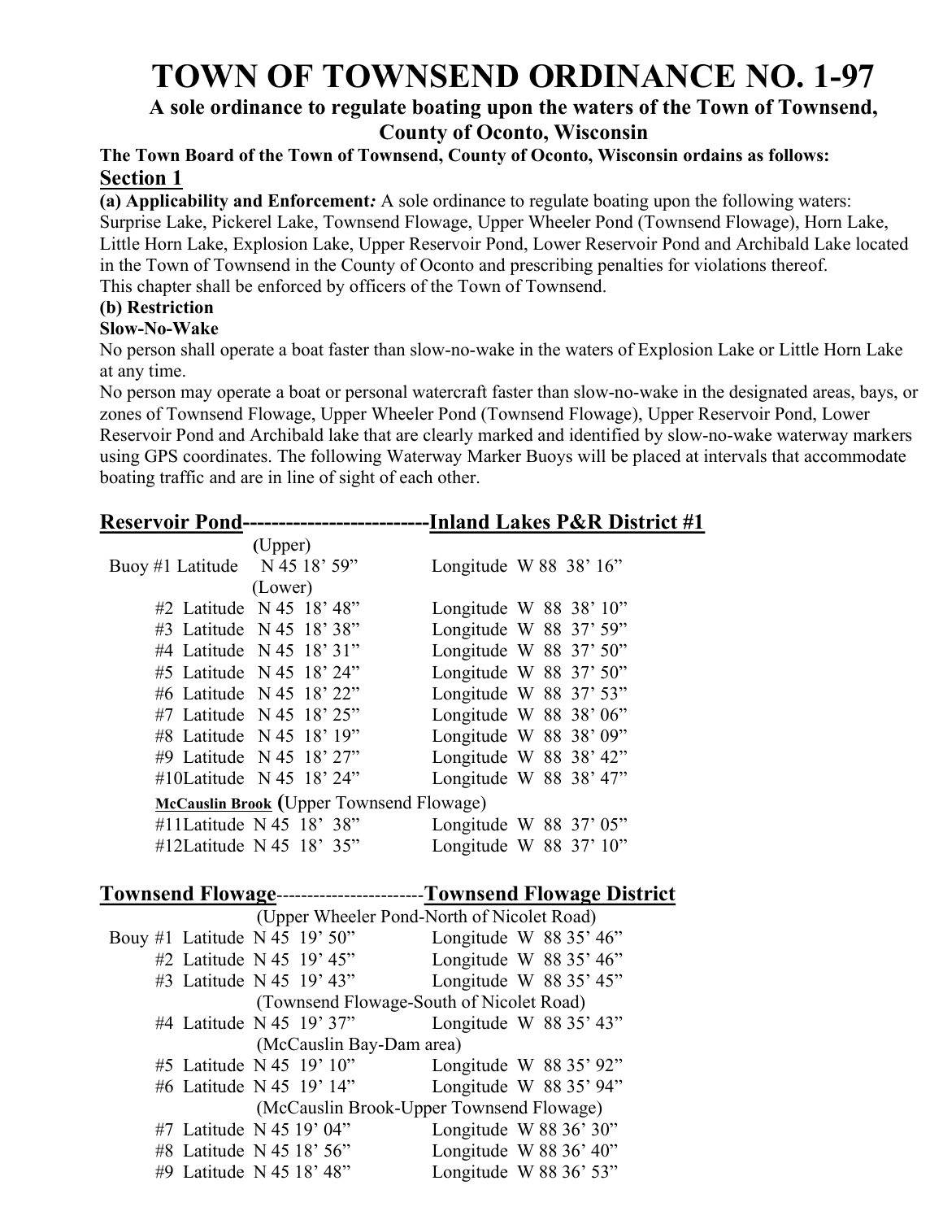# TOWN OF TOWNSEND ORDINANCE NO. 1-97

**A sole ordinance to regulate boating upon the waters of the Town of Townsend, County of Oconto, Wisconsin**

**The Town Board of the Town of Townsend, County of Oconto, Wisconsin ordains as follows:**

## Section 1

**(a) Applicability and Enforcement***:* A sole ordinance to regulate boating upon the following waters: Surprise Lake, Pickerel Lake, Townsend Flowage, Upper Wheeler Pond (Townsend Flowage), Horn Lake, Little Horn Lake, Explosion Lake, Upper Reservoir Pond, Lower Reservoir Pond and Archibald Lake located in the Town of Townsend in the County of Oconto and prescribing penalties for violations thereof.
This chapter shall be enforced by officers of the Town of Townsend.

**(b) Restriction**

**Slow-No-Wake**

No person shall operate a boat faster than slow-no-wake in the waters of Explosion Lake or Little Horn Lake at any time.

No person may operate a boat or personal watercraft faster than slow-no-wake in the designated areas, bays, or zones of Townsend Flowage, Upper Wheeler Pond (Townsend Flowage), Upper Reservoir Pond, Lower Reservoir Pond and Archibald lake that are clearly marked and identified by slow-no-wake waterway markers using GPS coordinates. The following Waterway Marker Buoys will be placed at intervals that accommodate boating traffic and are in line of sight of each other.

**Reservoir Pond--------------------------Inland Lakes P&R District #1**

(Upper)
Buoy #1 Latitude N 45 18' 59" Longitude W 88 38' 16"
(Lower)
#2 Latitude N 45 18' 48" Longitude W 88 38' 10"
#3 Latitude N 45 18' 38" Longitude W 88 37' 59"
#4 Latitude N 45 18' 31" Longitude W 88 37' 50"
#5 Latitude N 45 18' 24" Longitude W 88 37' 50"
#6 Latitude N 45 18' 22" Longitude W 88 37' 53"
#7 Latitude N 45 18' 25" Longitude W 88 38' 06"
#8 Latitude N 45 18' 19" Longitude W 88 38' 09"
#9 Latitude N 45 18' 27" Longitude W 88 38' 42"
#10Latitude N 45 18' 24" Longitude W 88 38' 47"
**McCauslin Brook** (Upper Townsend Flowage)
#11Latitude N 45 18' 38" Longitude W 88 37' 05"
#12Latitude N 45 18' 35" Longitude W 88 37' 10"

**Townsend Flowage------------------------Townsend Flowage District**

(Upper Wheeler Pond-North of Nicolet Road)
Bouy #1 Latitude N 45 19' 50" Longitude W 88 35' 46"
#2 Latitude N 45 19' 45" Longitude W 88 35' 46"
#3 Latitude N 45 19' 43" Longitude W 88 35' 45"
(Townsend Flowage-South of Nicolet Road)
#4 Latitude N 45 19' 37" Longitude W 88 35' 43"
(McCauslin Bay-Dam area)
#5 Latitude N 45 19' 10" Longitude W 88 35' 92"
#6 Latitude N 45 19' 14" Longitude W 88 35' 94"
(McCauslin Brook-Upper Townsend Flowage)
#7 Latitude N 45 19' 04" Longitude W 88 36' 30"
#8 Latitude N 45 18' 56" Longitude W 88 36' 40"
#9 Latitude N 45 18' 48" Longitude W 88 36' 53"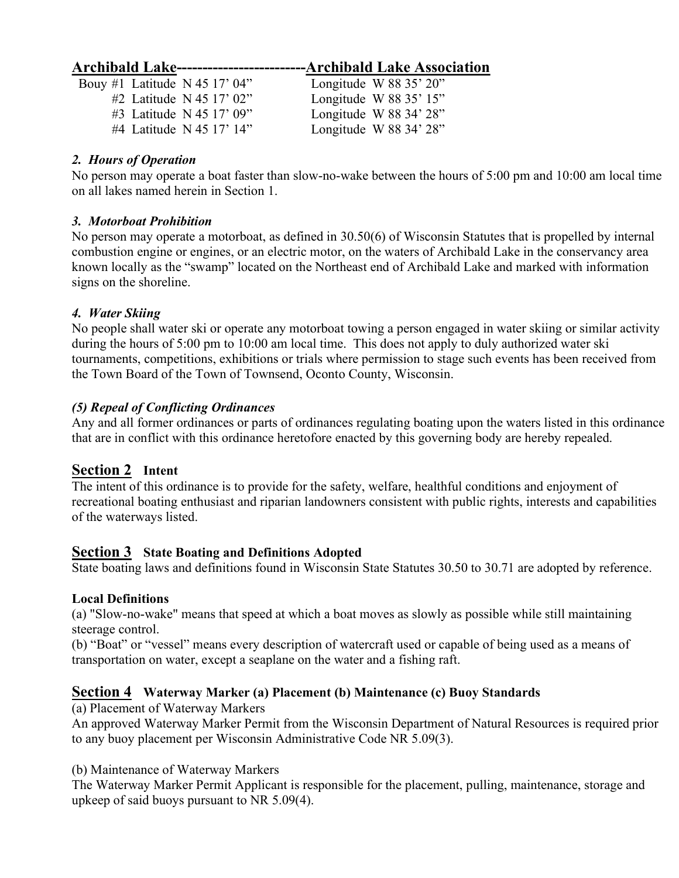**Archibald Lake-------------------------Archibald Lake Association**

| Bouy | Latitude | Longitude |
|---|---|---|
| #1 | N 45 17' 04" | W 88 35' 20" |
| #2 | N 45 17' 02" | W 88 35' 15" |
| #3 | N 45 17' 09" | W 88 34' 28" |
| #4 | N 45 17' 14" | W 88 34' 28" |

### *2. Hours of Operation*

No person may operate a boat faster than slow-no-wake between the hours of 5:00 pm and 10:00 am local time on all lakes named herein in Section 1.

### *3. Motorboat Prohibition*

No person may operate a motorboat, as defined in 30.50(6) of Wisconsin Statutes that is propelled by internal combustion engine or engines, or an electric motor, on the waters of Archibald Lake in the conservancy area known locally as the "swamp" located on the Northeast end of Archibald Lake and marked with information signs on the shoreline.

### *4. Water Skiing*

No people shall water ski or operate any motorboat towing a person engaged in water skiing or similar activity during the hours of 5:00 pm to 10:00 am local time. This does not apply to duly authorized water ski tournaments, competitions, exhibitions or trials where permission to stage such events has been received from the Town Board of the Town of Townsend, Oconto County, Wisconsin.

### *(5) Repeal of Conflicting Ordinances*

Any and all former ordinances or parts of ordinances regulating boating upon the waters listed in this ordinance that are in conflict with this ordinance heretofore enacted by this governing body are hereby repealed.

## Section 2 Intent

The intent of this ordinance is to provide for the safety, welfare, healthful conditions and enjoyment of recreational boating enthusiast and riparian landowners consistent with public rights, interests and capabilities of the waterways listed.

## Section 3 State Boating and Definitions Adopted

State boating laws and definitions found in Wisconsin State Statutes 30.50 to 30.71 are adopted by reference.

**Local Definitions**

(a) "Slow-no-wake" means that speed at which a boat moves as slowly as possible while still maintaining steerage control.
(b) "Boat" or "vessel" means every description of watercraft used or capable of being used as a means of transportation on water, except a seaplane on the water and a fishing raft.

## Section 4 Waterway Marker (a) Placement (b) Maintenance (c) Buoy Standards

(a) Placement of Waterway Markers

An approved Waterway Marker Permit from the Wisconsin Department of Natural Resources is required prior to any buoy placement per Wisconsin Administrative Code NR 5.09(3).

(b) Maintenance of Waterway Markers

The Waterway Marker Permit Applicant is responsible for the placement, pulling, maintenance, storage and upkeep of said buoys pursuant to NR 5.09(4).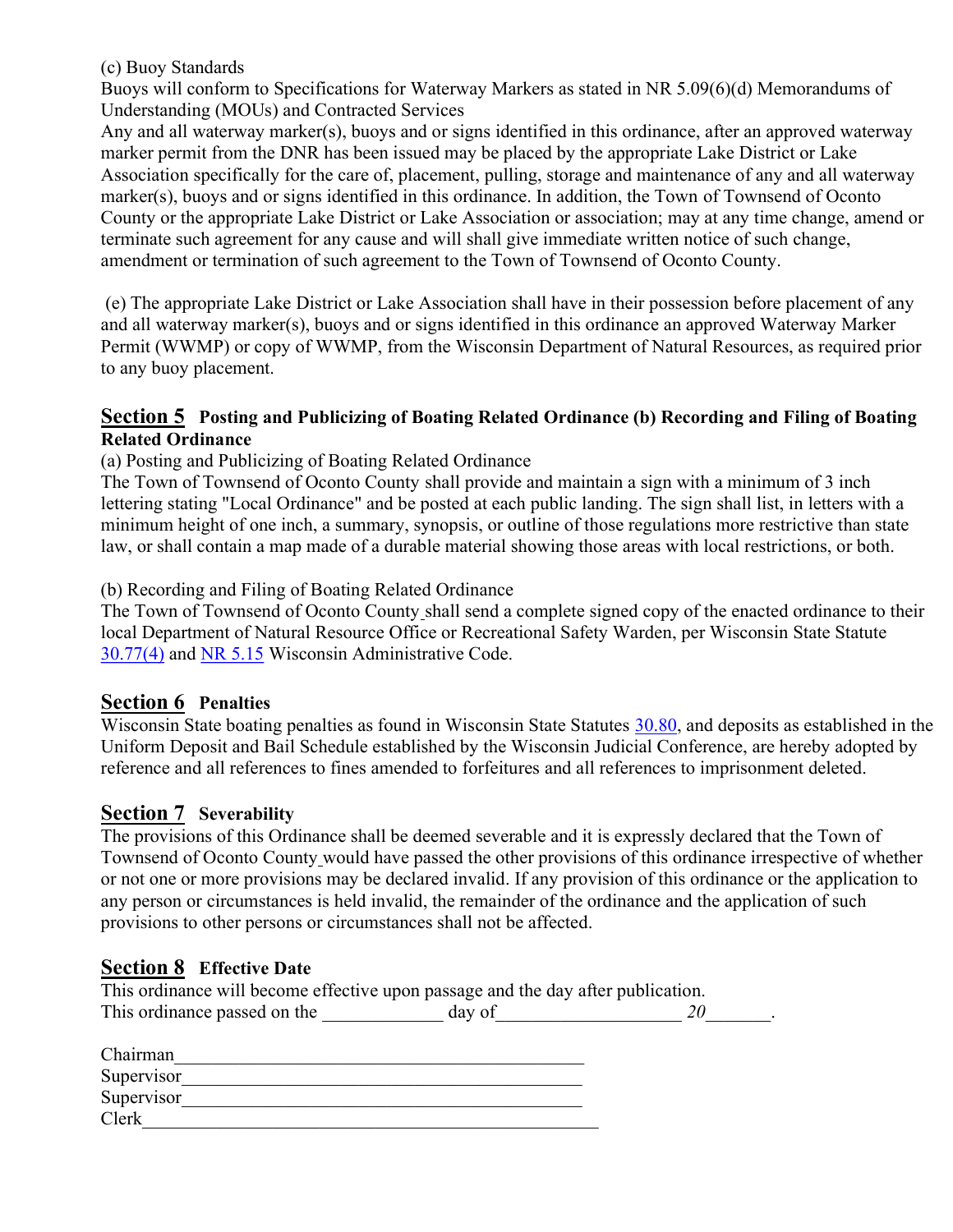(c) Buoy Standards

Buoys will conform to Specifications for Waterway Markers as stated in NR 5.09(6)(d) Memorandums of Understanding (MOUs) and Contracted Services

Any and all waterway marker(s), buoys and or signs identified in this ordinance, after an approved waterway marker permit from the DNR has been issued may be placed by the appropriate Lake District or Lake Association specifically for the care of, placement, pulling, storage and maintenance of any and all waterway marker(s), buoys and or signs identified in this ordinance. In addition, the Town of Townsend of Oconto County or the appropriate Lake District or Lake Association or association; may at any time change, amend or terminate such agreement for any cause and will shall give immediate written notice of such change, amendment or termination of such agreement to the Town of Townsend of Oconto County.

(e) The appropriate Lake District or Lake Association shall have in their possession before placement of any and all waterway marker(s), buoys and or signs identified in this ordinance an approved Waterway Marker Permit (WWMP) or copy of WWMP, from the Wisconsin Department of Natural Resources, as required prior to any buoy placement.

## Section 5 Posting and Publicizing of Boating Related Ordinance (b) Recording and Filing of Boating Related Ordinance

(a) Posting and Publicizing of Boating Related Ordinance

The Town of Townsend of Oconto County shall provide and maintain a sign with a minimum of 3 inch lettering stating "Local Ordinance" and be posted at each public landing. The sign shall list, in letters with a minimum height of one inch, a summary, synopsis, or outline of those regulations more restrictive than state law, or shall contain a map made of a durable material showing those areas with local restrictions, or both.

(b) Recording and Filing of Boating Related Ordinance

The Town of Townsend of Oconto County shall send a complete signed copy of the enacted ordinance to their local Department of Natural Resource Office or Recreational Safety Warden, per Wisconsin State Statute 30.77(4) and NR 5.15 Wisconsin Administrative Code.

## Section 6 Penalties

Wisconsin State boating penalties as found in Wisconsin State Statutes 30.80, and deposits as established in the Uniform Deposit and Bail Schedule established by the Wisconsin Judicial Conference, are hereby adopted by reference and all references to fines amended to forfeitures and all references to imprisonment deleted.

## Section 7 Severability

The provisions of this Ordinance shall be deemed severable and it is expressly declared that the Town of Townsend of Oconto County would have passed the other provisions of this ordinance irrespective of whether or not one or more provisions may be declared invalid. If any provision of this ordinance or the application to any person or circumstances is held invalid, the remainder of the ordinance and the application of such provisions to other persons or circumstances shall not be affected.

## Section 8 Effective Date

This ordinance will become effective upon passage and the day after publication.
This ordinance passed on the _____________ day of___________________ *20*_______.

Chairman___________________________________________
Supervisor__________________________________________
Supervisor__________________________________________
Clerk______________________________________________